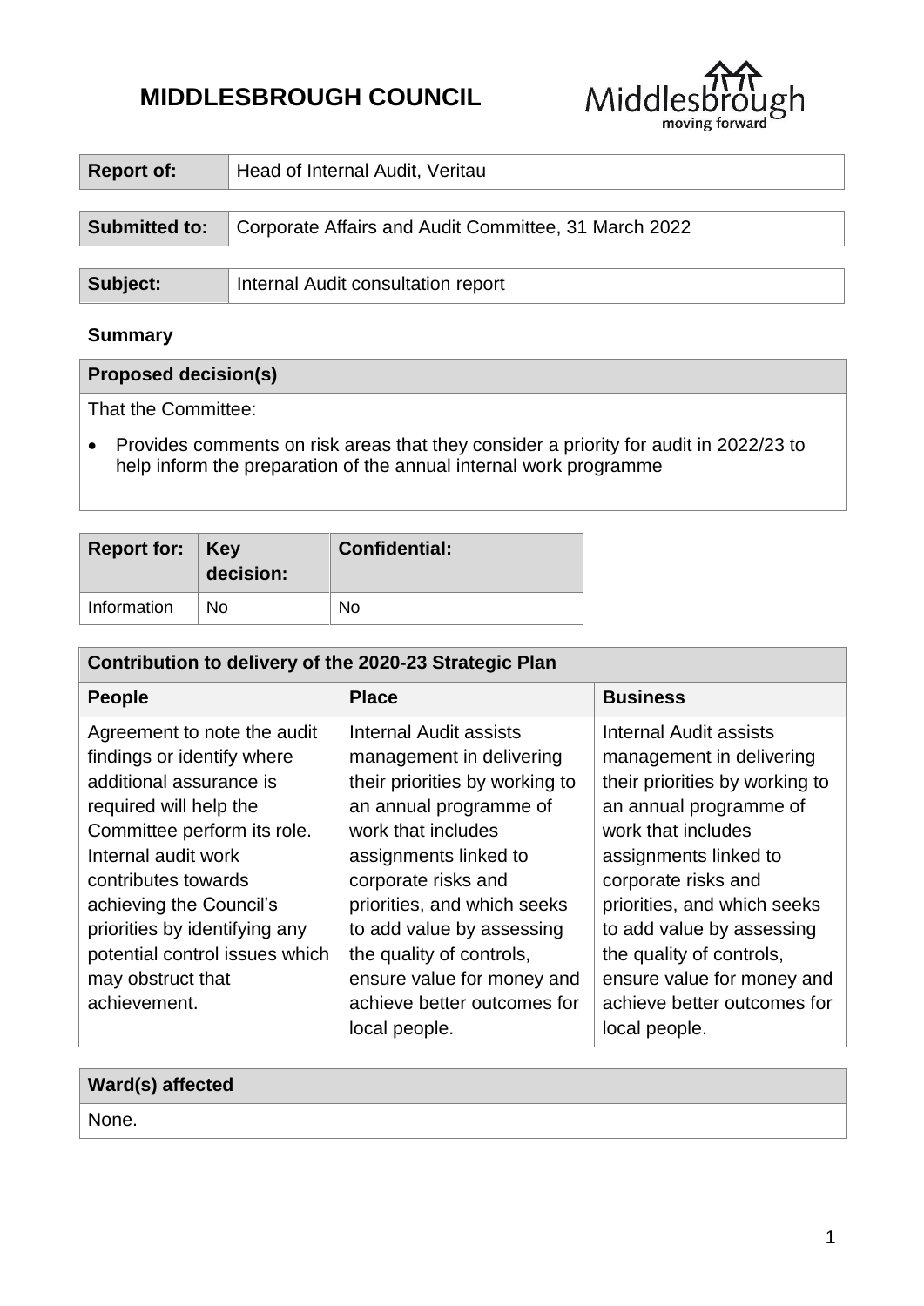# MIDDLESBROUGH COUNCIL

| Report of: | Head of Internal Audit, Veritau |
|---|---|

| Submitted to: | Corporate Affairs and Audit Committee, 31 March 2022 |
|---|---|

| Subject: | Internal Audit consultation report |
|---|---|

**Summary**

| Proposed decision(s) |
|---|
| That the Committee:<br>• Provides comments on risk areas that they consider a priority for audit in 2022/23 to help inform the preparation of the annual internal work programme |

| Report for: | Key decision: | Confidential: |
|---|---|---|
| Information | No | No |

| Contribution to delivery of the 2020-23 Strategic Plan | | |
|---|---|---|
| **People** | **Place** | **Business** |
| Agreement to note the audit findings or identify where additional assurance is required will help the Committee perform its role. Internal audit work contributes towards achieving the Council's priorities by identifying any potential control issues which may obstruct that achievement. | Internal Audit assists management in delivering their priorities by working to an annual programme of work that includes assignments linked to corporate risks and priorities, and which seeks to add value by assessing the quality of controls, ensure value for money and achieve better outcomes for local people. | Internal Audit assists management in delivering their priorities by working to an annual programme of work that includes assignments linked to corporate risks and priorities, and which seeks to add value by assessing the quality of controls, ensure value for money and achieve better outcomes for local people. |

| Ward(s) affected |
|---|
| None. |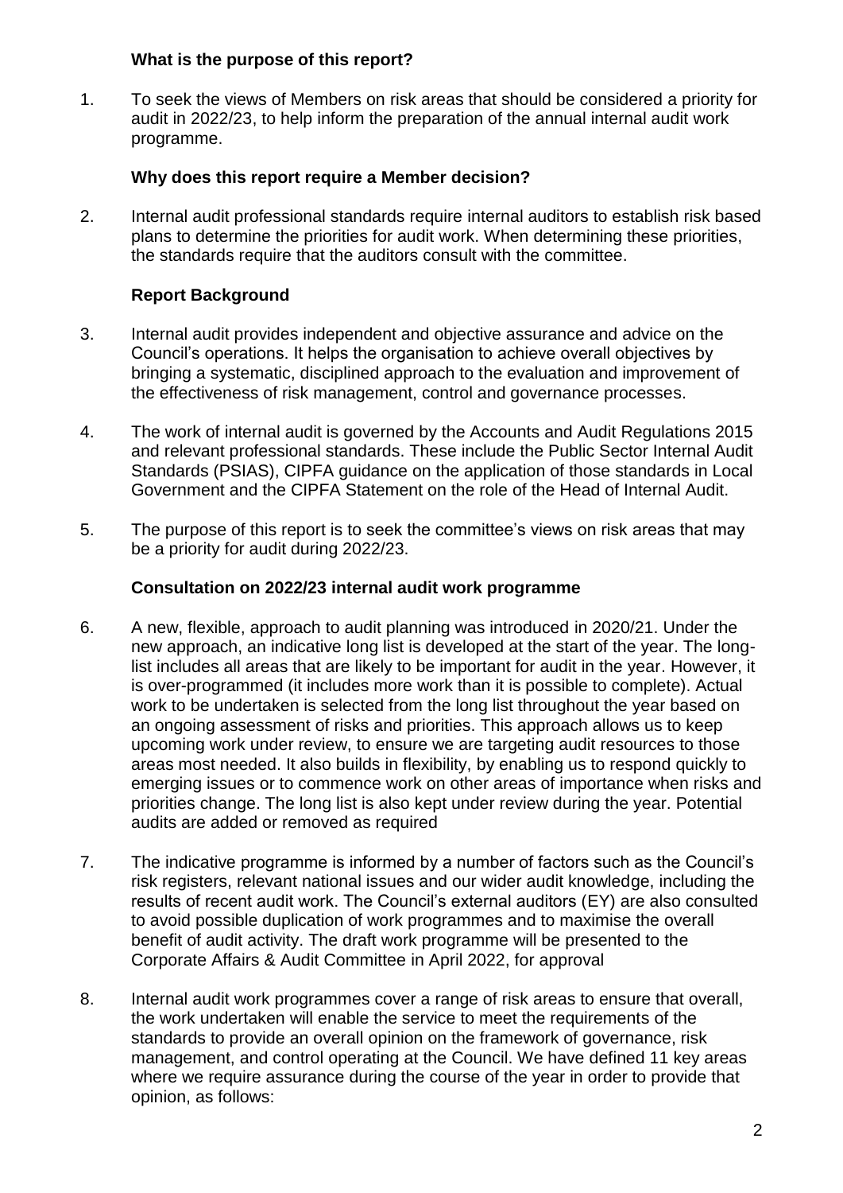### What is the purpose of this report?

1. To seek the views of Members on risk areas that should be considered a priority for audit in 2022/23, to help inform the preparation of the annual internal audit work programme.

### Why does this report require a Member decision?

2. Internal audit professional standards require internal auditors to establish risk based plans to determine the priorities for audit work. When determining these priorities, the standards require that the auditors consult with the committee.

### Report Background

3. Internal audit provides independent and objective assurance and advice on the Council's operations. It helps the organisation to achieve overall objectives by bringing a systematic, disciplined approach to the evaluation and improvement of the effectiveness of risk management, control and governance processes.

4. The work of internal audit is governed by the Accounts and Audit Regulations 2015 and relevant professional standards. These include the Public Sector Internal Audit Standards (PSIAS), CIPFA guidance on the application of those standards in Local Government and the CIPFA Statement on the role of the Head of Internal Audit.

5. The purpose of this report is to seek the committee's views on risk areas that may be a priority for audit during 2022/23.

### Consultation on 2022/23 internal audit work programme

6. A new, flexible, approach to audit planning was introduced in 2020/21. Under the new approach, an indicative long list is developed at the start of the year. The long-list includes all areas that are likely to be important for audit in the year. However, it is over-programmed (it includes more work than it is possible to complete). Actual work to be undertaken is selected from the long list throughout the year based on an ongoing assessment of risks and priorities. This approach allows us to keep upcoming work under review, to ensure we are targeting audit resources to those areas most needed. It also builds in flexibility, by enabling us to respond quickly to emerging issues or to commence work on other areas of importance when risks and priorities change. The long list is also kept under review during the year. Potential audits are added or removed as required

7. The indicative programme is informed by a number of factors such as the Council's risk registers, relevant national issues and our wider audit knowledge, including the results of recent audit work. The Council's external auditors (EY) are also consulted to avoid possible duplication of work programmes and to maximise the overall benefit of audit activity. The draft work programme will be presented to the Corporate Affairs & Audit Committee in April 2022, for approval

8. Internal audit work programmes cover a range of risk areas to ensure that overall, the work undertaken will enable the service to meet the requirements of the standards to provide an overall opinion on the framework of governance, risk management, and control operating at the Council. We have defined 11 key areas where we require assurance during the course of the year in order to provide that opinion, as follows: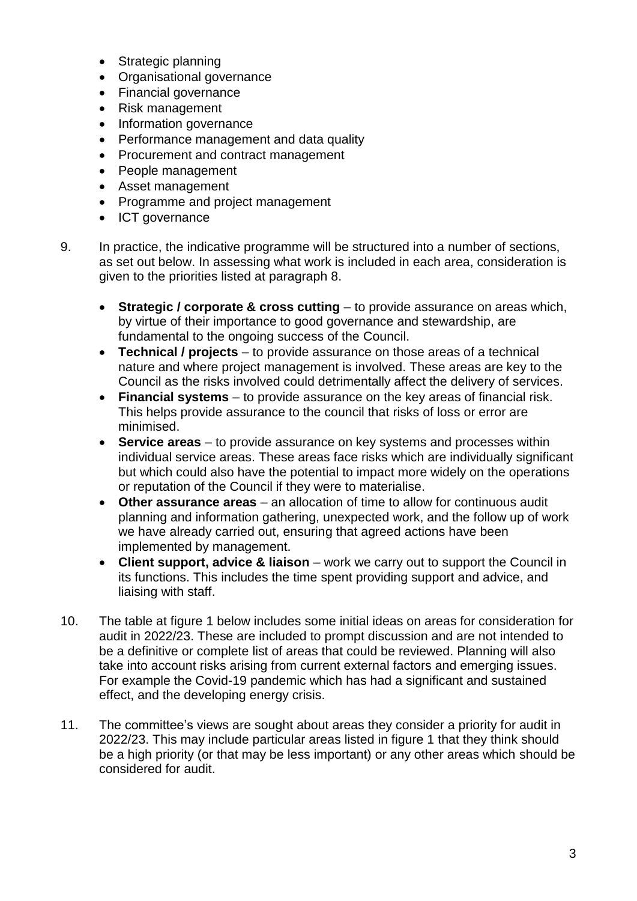- Strategic planning
- Organisational governance
- Financial governance
- Risk management
- Information governance
- Performance management and data quality
- Procurement and contract management
- People management
- Asset management
- Programme and project management
- ICT governance

9. In practice, the indicative programme will be structured into a number of sections, as set out below. In assessing what work is included in each area, consideration is given to the priorities listed at paragraph 8.

   - **Strategic / corporate & cross cutting** – to provide assurance on areas which, by virtue of their importance to good governance and stewardship, are fundamental to the ongoing success of the Council.
   - **Technical / projects** – to provide assurance on those areas of a technical nature and where project management is involved. These areas are key to the Council as the risks involved could detrimentally affect the delivery of services.
   - **Financial systems** – to provide assurance on the key areas of financial risk. This helps provide assurance to the council that risks of loss or error are minimised.
   - **Service areas** – to provide assurance on key systems and processes within individual service areas. These areas face risks which are individually significant but which could also have the potential to impact more widely on the operations or reputation of the Council if they were to materialise.
   - **Other assurance areas** – an allocation of time to allow for continuous audit planning and information gathering, unexpected work, and the follow up of work we have already carried out, ensuring that agreed actions have been implemented by management.
   - **Client support, advice & liaison** – work we carry out to support the Council in its functions. This includes the time spent providing support and advice, and liaising with staff.

10. The table at figure 1 below includes some initial ideas on areas for consideration for audit in 2022/23. These are included to prompt discussion and are not intended to be a definitive or complete list of areas that could be reviewed. Planning will also take into account risks arising from current external factors and emerging issues. For example the Covid-19 pandemic which has had a significant and sustained effect, and the developing energy crisis.

11. The committee's views are sought about areas they consider a priority for audit in 2022/23. This may include particular areas listed in figure 1 that they think should be a high priority (or that may be less important) or any other areas which should be considered for audit.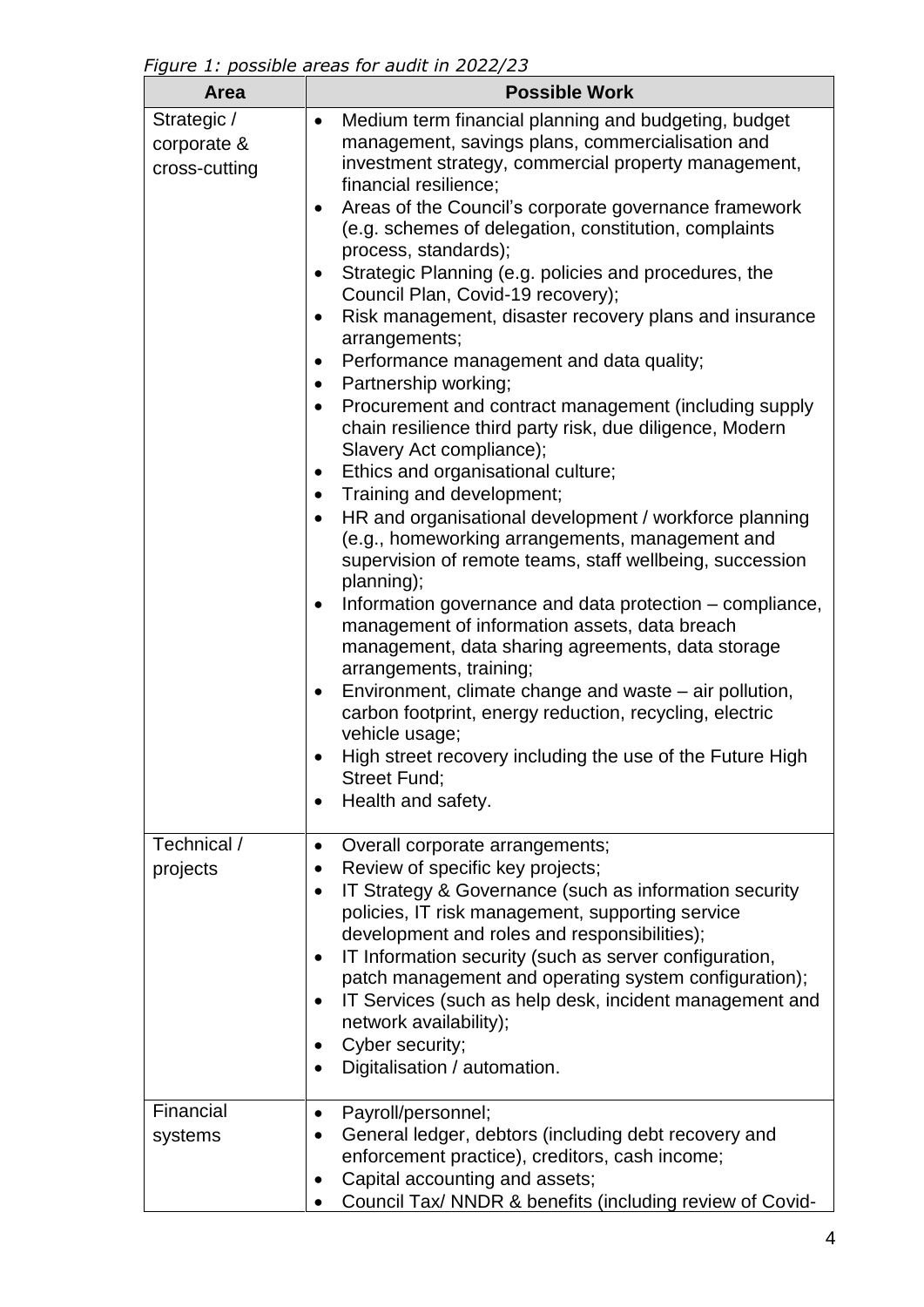*Figure 1: possible areas for audit in 2022/23*

| Area | Possible Work |
|---|---|
| Strategic / corporate & cross-cutting | • Medium term financial planning and budgeting, budget management, savings plans, commercialisation and investment strategy, commercial property management, financial resilience;<br>• Areas of the Council's corporate governance framework (e.g. schemes of delegation, constitution, complaints process, standards);<br>• Strategic Planning (e.g. policies and procedures, the Council Plan, Covid-19 recovery);<br>• Risk management, disaster recovery plans and insurance arrangements;<br>• Performance management and data quality;<br>• Partnership working;<br>• Procurement and contract management (including supply chain resilience third party risk, due diligence, Modern Slavery Act compliance);<br>• Ethics and organisational culture;<br>• Training and development;<br>• HR and organisational development / workforce planning (e.g., homeworking arrangements, management and supervision of remote teams, staff wellbeing, succession planning);<br>• Information governance and data protection – compliance, management of information assets, data breach management, data sharing agreements, data storage arrangements, training;<br>• Environment, climate change and waste – air pollution, carbon footprint, energy reduction, recycling, electric vehicle usage;<br>• High street recovery including the use of the Future High Street Fund;<br>• Health and safety. |
| Technical / projects | • Overall corporate arrangements;<br>• Review of specific key projects;<br>• IT Strategy & Governance (such as information security policies, IT risk management, supporting service development and roles and responsibilities);<br>• IT Information security (such as server configuration, patch management and operating system configuration);<br>• IT Services (such as help desk, incident management and network availability);<br>• Cyber security;<br>• Digitalisation / automation. |
| Financial systems | • Payroll/personnel;<br>• General ledger, debtors (including debt recovery and enforcement practice), creditors, cash income;<br>• Capital accounting and assets;<br>• Council Tax/ NNDR & benefits (including review of Covid- |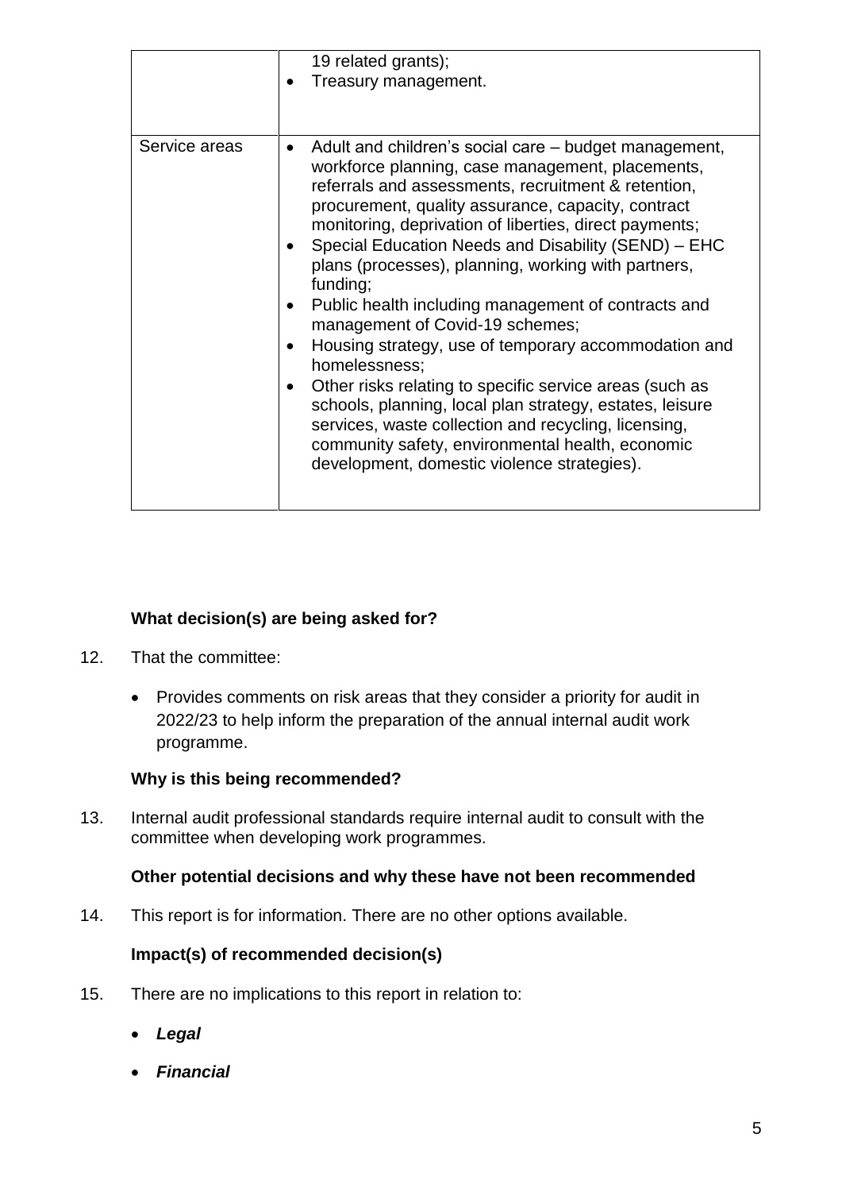| | |
|---|---|
| | 19 related grants);<br>• Treasury management. |
| Service areas | • Adult and children's social care – budget management, workforce planning, case management, placements, referrals and assessments, recruitment & retention, procurement, quality assurance, capacity, contract monitoring, deprivation of liberties, direct payments;<br>• Special Education Needs and Disability (SEND) – EHC plans (processes), planning, working with partners, funding;<br>• Public health including management of contracts and management of Covid-19 schemes;<br>• Housing strategy, use of temporary accommodation and homelessness;<br>• Other risks relating to specific service areas (such as schools, planning, local plan strategy, estates, leisure services, waste collection and recycling, licensing, community safety, environmental health, economic development, domestic violence strategies). |

**What decision(s) are being asked for?**

12. That the committee:

    - Provides comments on risk areas that they consider a priority for audit in 2022/23 to help inform the preparation of the annual internal audit work programme.

**Why is this being recommended?**

13. Internal audit professional standards require internal audit to consult with the committee when developing work programmes.

**Other potential decisions and why these have not been recommended**

14. This report is for information. There are no other options available.

**Impact(s) of recommended decision(s)**

15. There are no implications to this report in relation to:

    - ***Legal***
    - ***Financial***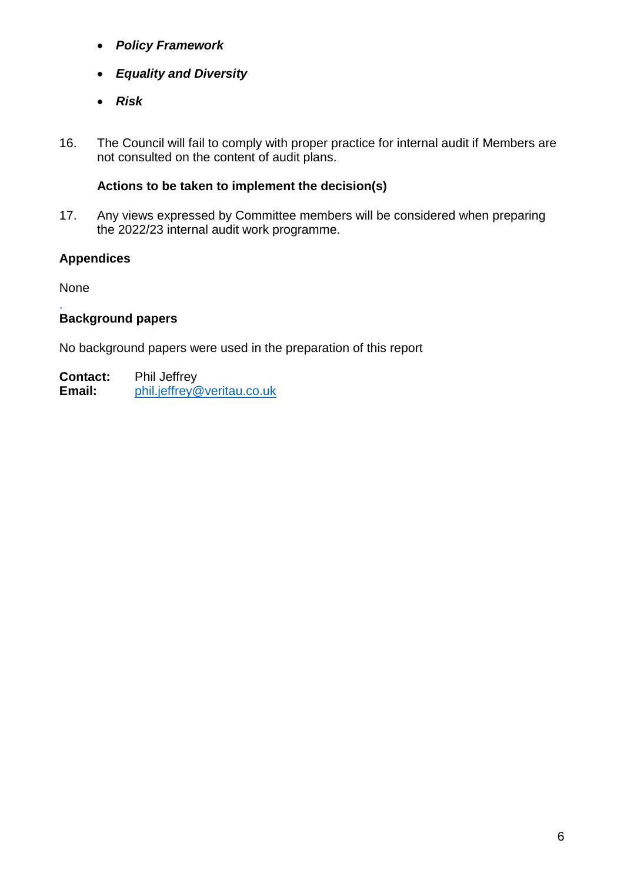- ***Policy Framework***
- ***Equality and Diversity***
- ***Risk***

16. The Council will fail to comply with proper practice for internal audit if Members are not consulted on the content of audit plans.

**Actions to be taken to implement the decision(s)**

17. Any views expressed by Committee members will be considered when preparing the 2022/23 internal audit work programme.

**Appendices**

None

**Background papers**

No background papers were used in the preparation of this report

**Contact:** Phil Jeffrey
**Email:** phil.jeffrey@veritau.co.uk